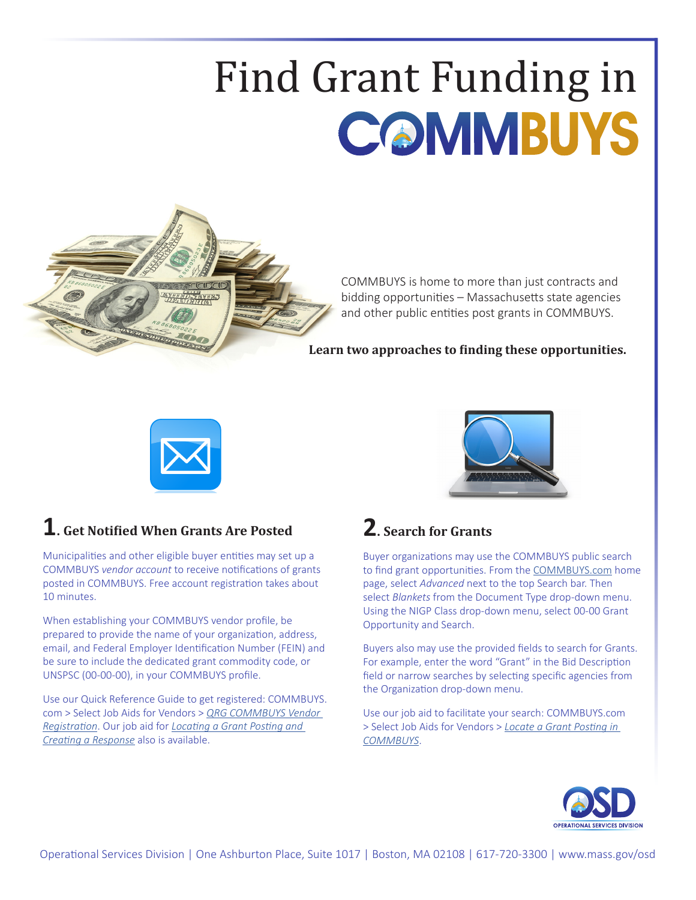# Find Grant Funding in COMMBUYS

COMMBUYS is home to more than just contracts and bidding opportunities – Massachusetts state agencies and other public entities post grants in COMMBUYS.

**Learn two approaches to finding these opportunities.**

## 1. Get Notified When Grants Are Posted

Municipalities and other eligible buyer entities may set up a COMMBUYS *vendor account* to receive notifications of grants posted in COMMBUYS. Free account registration takes about 10 minutes.

When establishing your COMMBUYS vendor profile, be prepared to provide the name of your organization, address, email, and Federal Employer Identification Number (FEIN) and be sure to include the dedicated grant commodity code, or UNSPSC (00-00-00), in your COMMBUYS profile.

Use our Quick Reference Guide to get registered: COMMBUYS.com > Select Job Aids for Vendors > *QRG COMMBUYS Vendor Registration*. Our job aid for *Locating a Grant Posting and Creating a Response* also is available.

## 2. Search for Grants

Buyer organizations may use the COMMBUYS public search to find grant opportunities. From the COMMBUYS.com home page, select *Advanced* next to the top Search bar. Then select *Blankets* from the Document Type drop-down menu. Using the NIGP Class drop-down menu, select 00-00 Grant Opportunity and Search.

Buyers also may use the provided fields to search for Grants. For example, enter the word "Grant" in the Bid Description field or narrow searches by selecting specific agencies from the Organization drop-down menu.

Use our job aid to facilitate your search: COMMBUYS.com > Select Job Aids for Vendors > *Locate a Grant Posting in COMMBUYS*.

OSD OPERATIONAL SERVICES DIVISION

Operational Services Division | One Ashburton Place, Suite 1017 | Boston, MA 02108 | 617-720-3300 | www.mass.gov/osd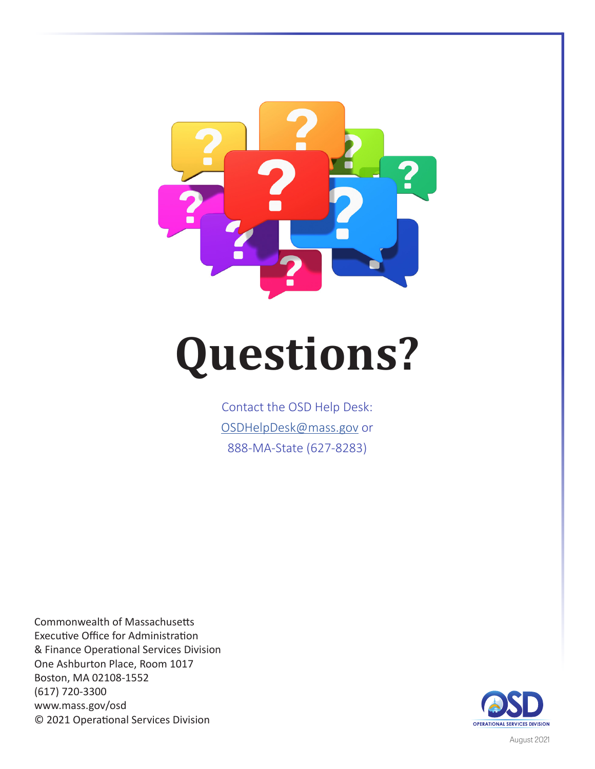# Questions?

Contact the OSD Help Desk:
OSDHelpDesk@mass.gov or
888-MA-State (627-8283)

Commonwealth of Massachusetts
Executive Office for Administration
& Finance Operational Services Division
One Ashburton Place, Room 1017
Boston, MA 02108-1552
(617) 720-3300
www.mass.gov/osd
© 2021 Operational Services Division

OSD
OPERATIONAL SERVICES DIVISION

August 2021